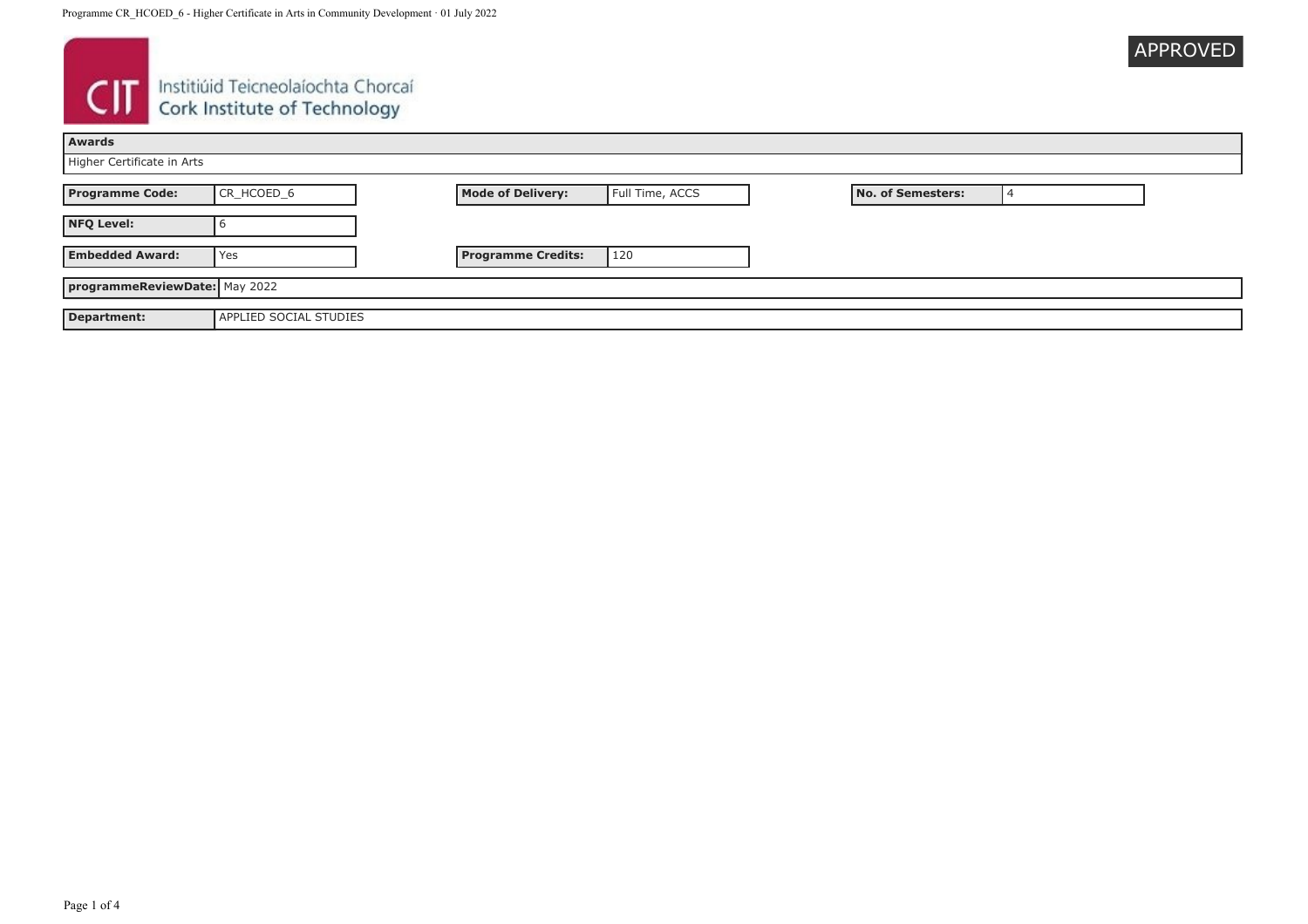Institiúid Teicneolaíochta Chorcaí
Cork Institute of Technology

APPROVED

| Awards |
| --- |
| Higher Certificate in Arts |

| Programme Code: | CR_HCOED_6 | Mode of Delivery: | Full Time, ACCS | No. of Semesters: | 4 |
| --- | --- | --- | --- | --- | --- |
| NFQ Level: | 6 | | | | |
| Embedded Award: | Yes | Programme Credits: | 120 | | |

| programmeReviewDate: | May 2022 |
| --- | --- |
| Department: | APPLIED SOCIAL STUDIES |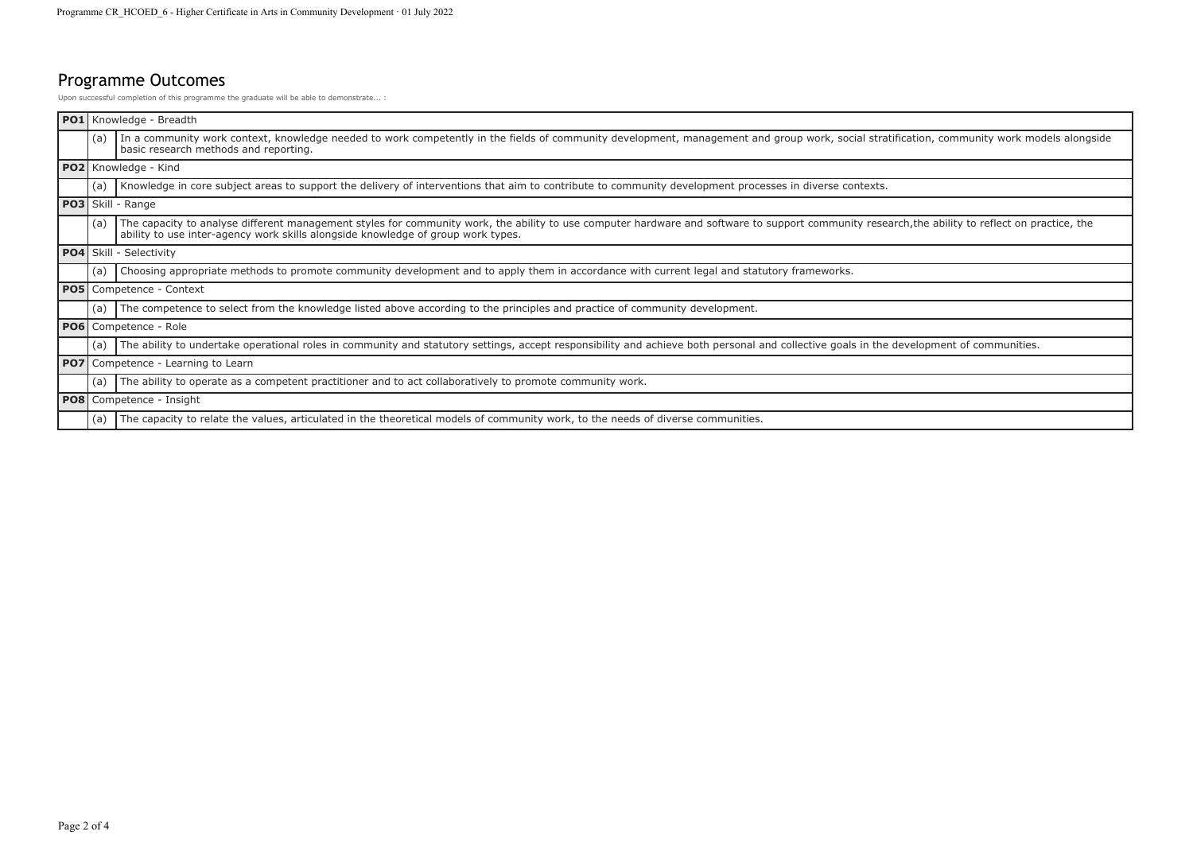## Programme Outcomes

Upon successful completion of this programme the graduate will be able to demonstrate... :

| | | |
|---|---|---|
| **PO1** | Knowledge - Breadth | |
| | (a) | In a community work context, knowledge needed to work competently in the fields of community development, management and group work, social stratification, community work models alongside basic research methods and reporting. |
| **PO2** | Knowledge - Kind | |
| | (a) | Knowledge in core subject areas to support the delivery of interventions that aim to contribute to community development processes in diverse contexts. |
| **PO3** | Skill - Range | |
| | (a) | The capacity to analyse different management styles for community work, the ability to use computer hardware and software to support community research,the ability to reflect on practice, the ability to use inter-agency work skills alongside knowledge of group work types. |
| **PO4** | Skill - Selectivity | |
| | (a) | Choosing appropriate methods to promote community development and to apply them in accordance with current legal and statutory frameworks. |
| **PO5** | Competence - Context | |
| | (a) | The competence to select from the knowledge listed above according to the principles and practice of community development. |
| **PO6** | Competence - Role | |
| | (a) | The ability to undertake operational roles in community and statutory settings, accept responsibility and achieve both personal and collective goals in the development of communities. |
| **PO7** | Competence - Learning to Learn | |
| | (a) | The ability to operate as a competent practitioner and to act collaboratively to promote community work. |
| **PO8** | Competence - Insight | |
| | (a) | The capacity to relate the values, articulated in the theoretical models of community work, to the needs of diverse communities. |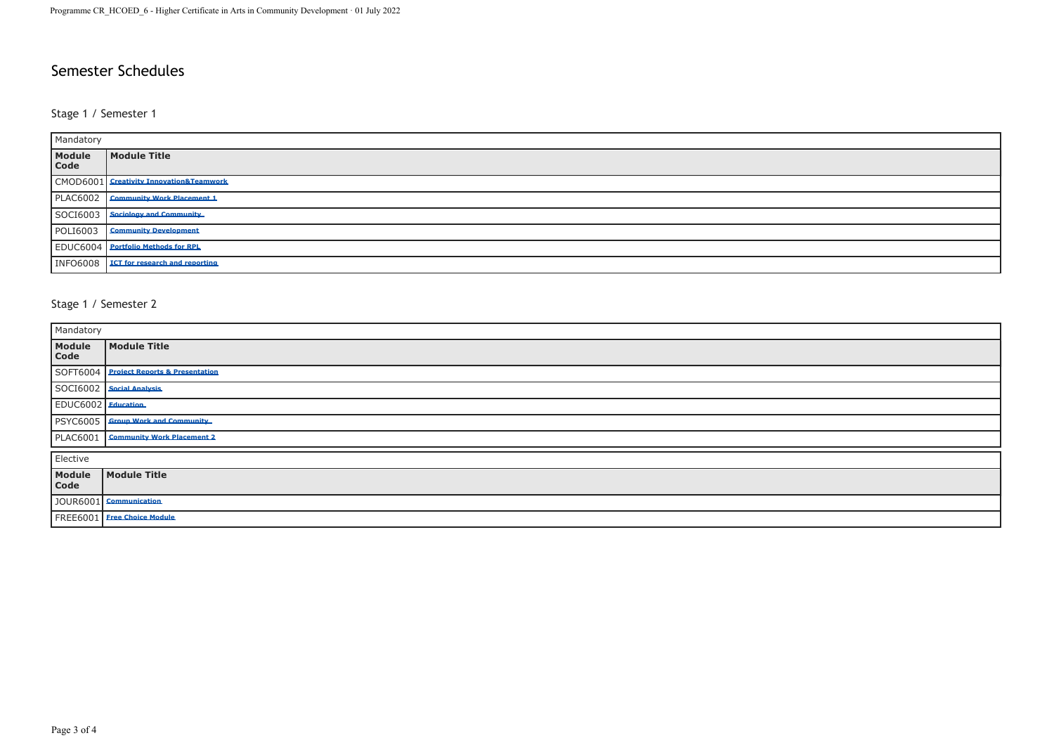# Semester Schedules

## Stage 1 / Semester 1

Mandatory

| Module Code | Module Title |
|---|---|
| CMOD6001 | Creativity Innovation&Teamwork |
| PLAC6002 | Community Work Placement 1 |
| SOCI6003 | Sociology and Community |
| POLI6003 | Community Development |
| EDUC6004 | Portfolio Methods for RPL |
| INFO6008 | ICT for research and reporting |

## Stage 1 / Semester 2

Mandatory

| Module Code | Module Title |
|---|---|
| SOFT6004 | Project Reports & Presentation |
| SOCI6002 | Social Analysis |
| EDUC6002 | Education |
| PSYC6005 | Group Work and Community |
| PLAC6001 | Community Work Placement 2 |

Elective

| Module Code | Module Title |
|---|---|
| JOUR6001 | Communication |
| FREE6001 | Free Choice Module |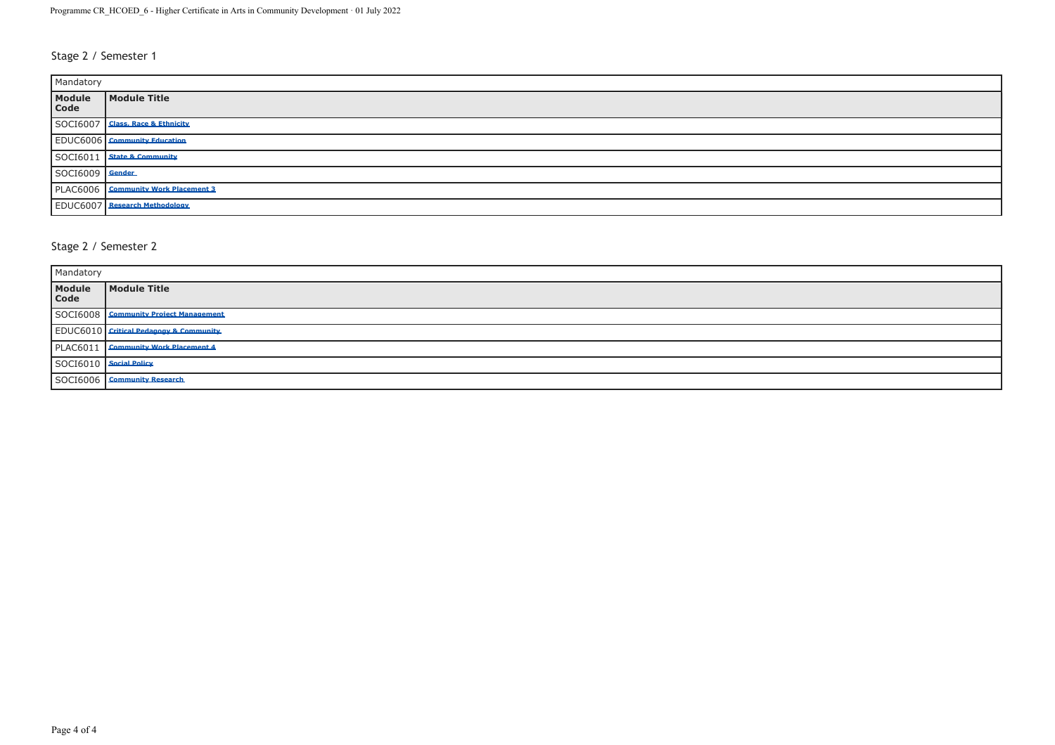## Stage 2 / Semester 1

| Mandatory | |
|---|---|
| **Module Code** | **Module Title** |
| SOCI6007 | Class, Race & Ethnicity |
| EDUC6006 | Community Education |
| SOCI6011 | State & Community |
| SOCI6009 | Gender |
| PLAC6006 | Community Work Placement 3 |
| EDUC6007 | Research Methodology |

## Stage 2 / Semester 2

| Mandatory | |
|---|---|
| **Module Code** | **Module Title** |
| SOCI6008 | Community Project Management |
| EDUC6010 | Critical Pedagogy & Community |
| PLAC6011 | Community Work Placement 4 |
| SOCI6010 | Social Policy |
| SOCI6006 | Community Research |